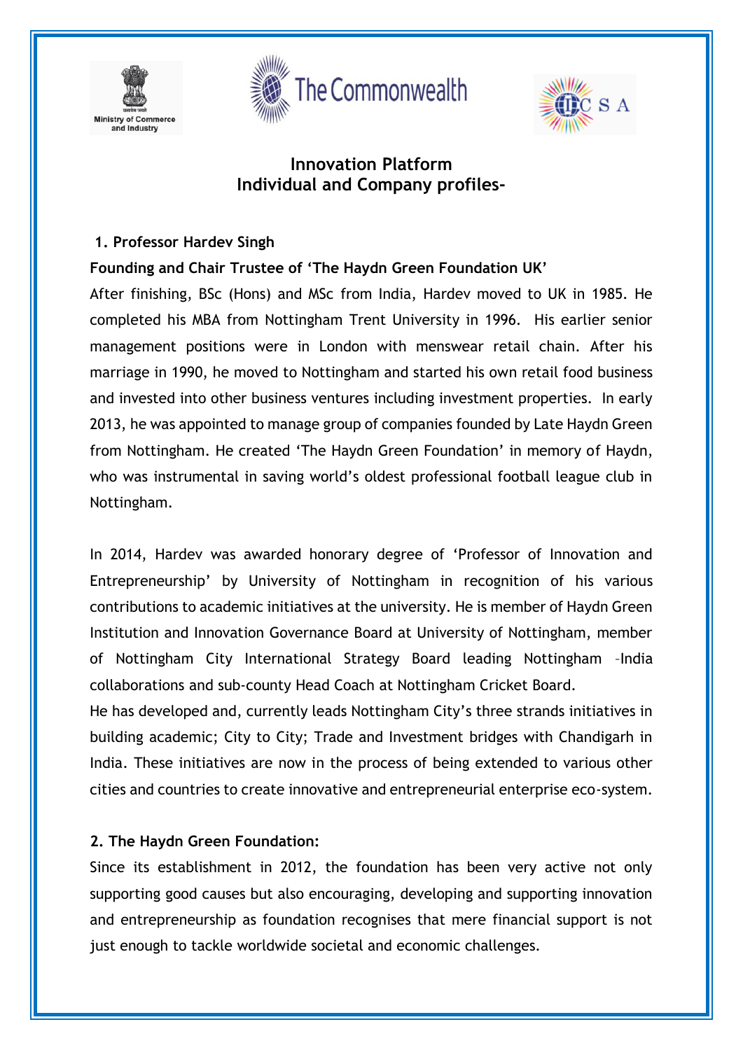Ministry of Commerce and Industry

The Commonwealth

CSA

# Innovation Platform
# Individual and Company profiles-

**1. Professor Hardev Singh**

**Founding and Chair Trustee of 'The Haydn Green Foundation UK'**

After finishing, BSc (Hons) and MSc from India, Hardev moved to UK in 1985. He completed his MBA from Nottingham Trent University in 1996. His earlier senior management positions were in London with menswear retail chain. After his marriage in 1990, he moved to Nottingham and started his own retail food business and invested into other business ventures including investment properties. In early 2013, he was appointed to manage group of companies founded by Late Haydn Green from Nottingham. He created 'The Haydn Green Foundation' in memory of Haydn, who was instrumental in saving world's oldest professional football league club in Nottingham.

In 2014, Hardev was awarded honorary degree of 'Professor of Innovation and Entrepreneurship' by University of Nottingham in recognition of his various contributions to academic initiatives at the university. He is member of Haydn Green Institution and Innovation Governance Board at University of Nottingham, member of Nottingham City International Strategy Board leading Nottingham –India collaborations and sub-county Head Coach at Nottingham Cricket Board.

He has developed and, currently leads Nottingham City's three strands initiatives in building academic; City to City; Trade and Investment bridges with Chandigarh in India. These initiatives are now in the process of being extended to various other cities and countries to create innovative and entrepreneurial enterprise eco-system.

**2. The Haydn Green Foundation:**

Since its establishment in 2012, the foundation has been very active not only supporting good causes but also encouraging, developing and supporting innovation and entrepreneurship as foundation recognises that mere financial support is not just enough to tackle worldwide societal and economic challenges.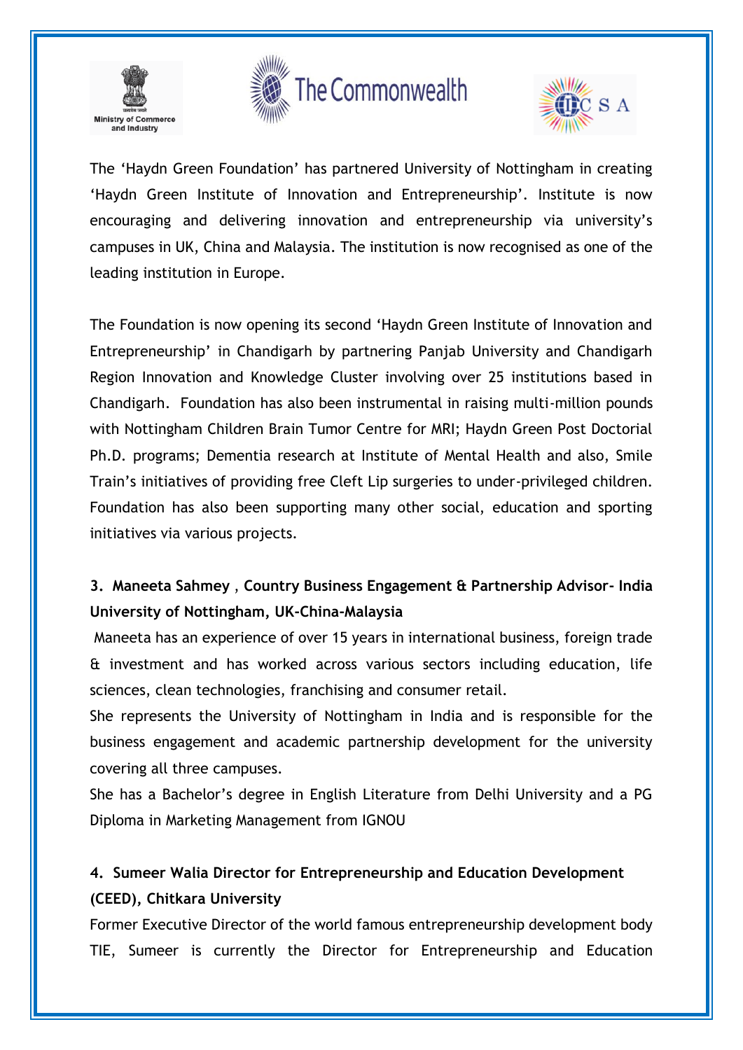The 'Haydn Green Foundation' has partnered University of Nottingham in creating 'Haydn Green Institute of Innovation and Entrepreneurship'. Institute is now encouraging and delivering innovation and entrepreneurship via university's campuses in UK, China and Malaysia. The institution is now recognised as one of the leading institution in Europe.

The Foundation is now opening its second 'Haydn Green Institute of Innovation and Entrepreneurship' in Chandigarh by partnering Panjab University and Chandigarh Region Innovation and Knowledge Cluster involving over 25 institutions based in Chandigarh. Foundation has also been instrumental in raising multi-million pounds with Nottingham Children Brain Tumor Centre for MRI; Haydn Green Post Doctorial Ph.D. programs; Dementia research at Institute of Mental Health and also, Smile Train's initiatives of providing free Cleft Lip surgeries to under-privileged children. Foundation has also been supporting many other social, education and sporting initiatives via various projects.

**3. Maneeta Sahmey , Country Business Engagement & Partnership Advisor- India University of Nottingham, UK-China-Malaysia**

Maneeta has an experience of over 15 years in international business, foreign trade & investment and has worked across various sectors including education, life sciences, clean technologies, franchising and consumer retail.

She represents the University of Nottingham in India and is responsible for the business engagement and academic partnership development for the university covering all three campuses.

She has a Bachelor's degree in English Literature from Delhi University and a PG Diploma in Marketing Management from IGNOU

**4. Sumeer Walia Director for Entrepreneurship and Education Development (CEED), Chitkara University**

Former Executive Director of the world famous entrepreneurship development body TIE, Sumeer is currently the Director for Entrepreneurship and Education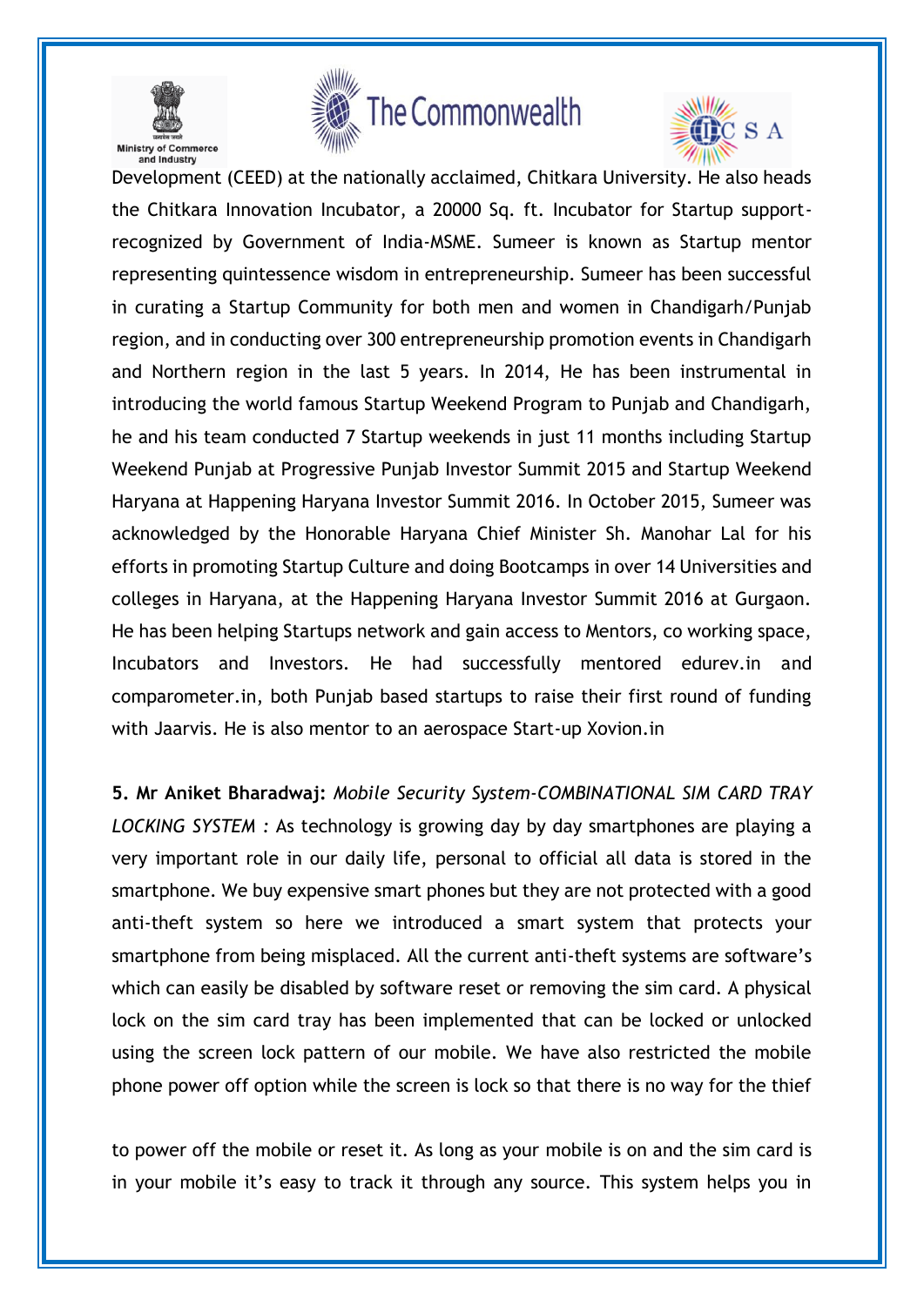Development (CEED) at the nationally acclaimed, Chitkara University. He also heads the Chitkara Innovation Incubator, a 20000 Sq. ft. Incubator for Startup support- recognized by Government of India-MSME. Sumeer is known as Startup mentor representing quintessence wisdom in entrepreneurship. Sumeer has been successful in curating a Startup Community for both men and women in Chandigarh/Punjab region, and in conducting over 300 entrepreneurship promotion events in Chandigarh and Northern region in the last 5 years. In 2014, He has been instrumental in introducing the world famous Startup Weekend Program to Punjab and Chandigarh, he and his team conducted 7 Startup weekends in just 11 months including Startup Weekend Punjab at Progressive Punjab Investor Summit 2015 and Startup Weekend Haryana at Happening Haryana Investor Summit 2016. In October 2015, Sumeer was acknowledged by the Honorable Haryana Chief Minister Sh. Manohar Lal for his efforts in promoting Startup Culture and doing Bootcamps in over 14 Universities and colleges in Haryana, at the Happening Haryana Investor Summit 2016 at Gurgaon. He has been helping Startups network and gain access to Mentors, co working space, Incubators and Investors. He had successfully mentored edurev.in and comparometer.in, both Punjab based startups to raise their first round of funding with Jaarvis. He is also mentor to an aerospace Start-up Xovion.in

**5. Mr Aniket Bharadwaj:** *Mobile Security System-COMBINATIONAL SIM CARD TRAY LOCKING SYSTEM* : As technology is growing day by day smartphones are playing a very important role in our daily life, personal to official all data is stored in the smartphone. We buy expensive smart phones but they are not protected with a good anti-theft system so here we introduced a smart system that protects your smartphone from being misplaced. All the current anti-theft systems are software's which can easily be disabled by software reset or removing the sim card. A physical lock on the sim card tray has been implemented that can be locked or unlocked using the screen lock pattern of our mobile. We have also restricted the mobile phone power off option while the screen is lock so that there is no way for the thief to power off the mobile or reset it. As long as your mobile is on and the sim card is in your mobile it's easy to track it through any source. This system helps you in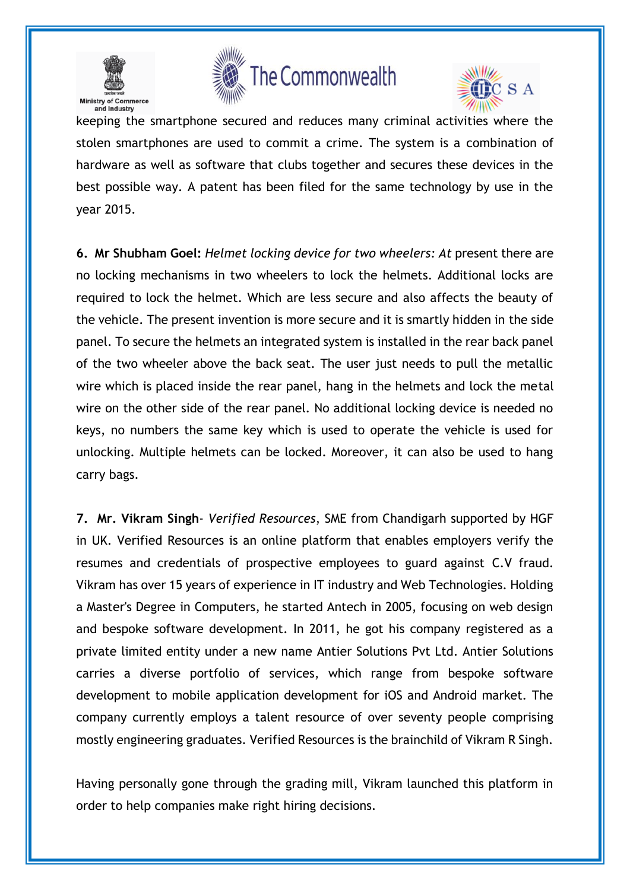keeping the smartphone secured and reduces many criminal activities where the stolen smartphones are used to commit a crime. The system is a combination of hardware as well as software that clubs together and secures these devices in the best possible way. A patent has been filed for the same technology by use in the year 2015.

**6. Mr Shubham Goel:** *Helmet locking device for two wheelers: At* present there are no locking mechanisms in two wheelers to lock the helmets. Additional locks are required to lock the helmet. Which are less secure and also affects the beauty of the vehicle. The present invention is more secure and it is smartly hidden in the side panel. To secure the helmets an integrated system is installed in the rear back panel of the two wheeler above the back seat. The user just needs to pull the metallic wire which is placed inside the rear panel, hang in the helmets and lock the metal wire on the other side of the rear panel. No additional locking device is needed no keys, no numbers the same key which is used to operate the vehicle is used for unlocking. Multiple helmets can be locked. Moreover, it can also be used to hang carry bags.

**7. Mr. Vikram Singh**- *Verified Resources*, SME from Chandigarh supported by HGF in UK. Verified Resources is an online platform that enables employers verify the resumes and credentials of prospective employees to guard against C.V fraud. Vikram has over 15 years of experience in IT industry and Web Technologies. Holding a Master's Degree in Computers, he started Antech in 2005, focusing on web design and bespoke software development. In 2011, he got his company registered as a private limited entity under a new name Antier Solutions Pvt Ltd. Antier Solutions carries a diverse portfolio of services, which range from bespoke software development to mobile application development for iOS and Android market. The company currently employs a talent resource of over seventy people comprising mostly engineering graduates. Verified Resources is the brainchild of Vikram R Singh.

Having personally gone through the grading mill, Vikram launched this platform in order to help companies make right hiring decisions.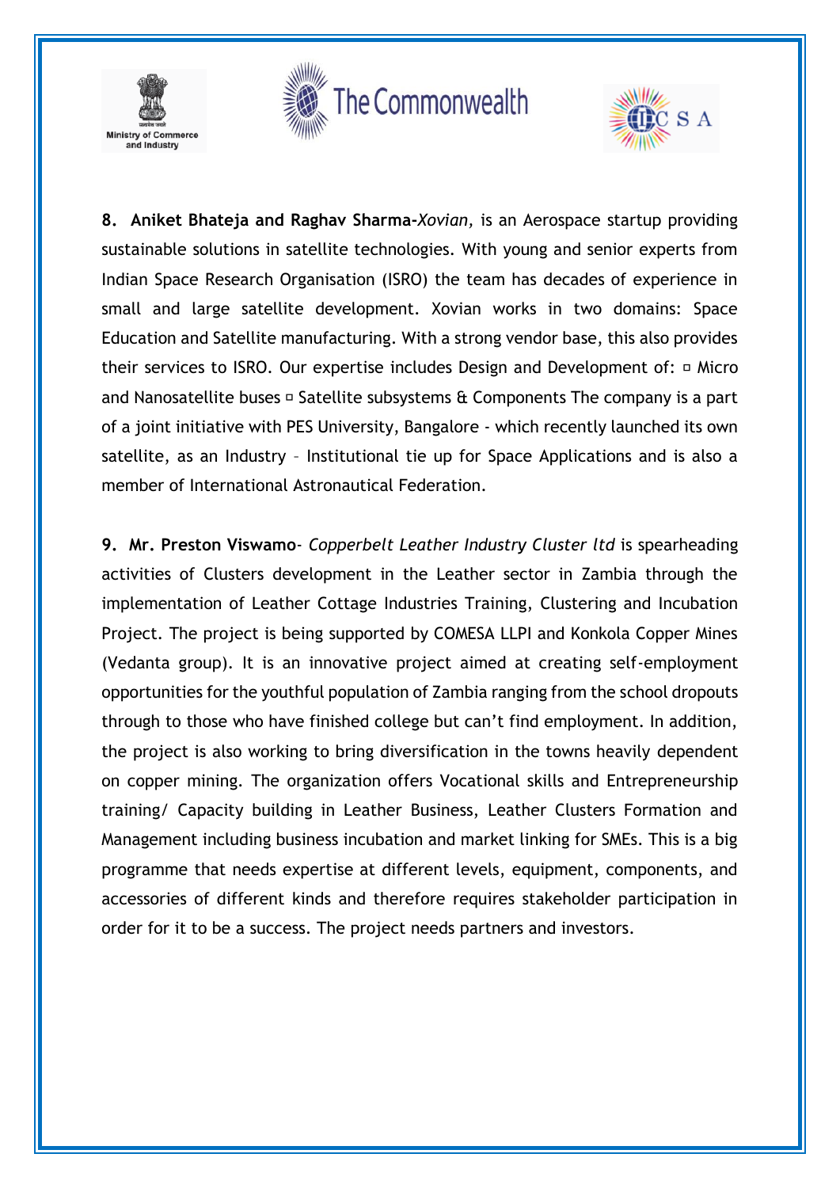**8. Aniket Bhateja and Raghav Sharma-***Xovian,* is an Aerospace startup providing sustainable solutions in satellite technologies. With young and senior experts from Indian Space Research Organisation (ISRO) the team has decades of experience in small and large satellite development. Xovian works in two domains: Space Education and Satellite manufacturing. With a strong vendor base, this also provides their services to ISRO. Our expertise includes Design and Development of: ▫ Micro and Nanosatellite buses ▫ Satellite subsystems & Components The company is a part of a joint initiative with PES University, Bangalore - which recently launched its own satellite, as an Industry – Institutional tie up for Space Applications and is also a member of International Astronautical Federation.

**9. Mr. Preston Viswamo**- *Copperbelt Leather Industry Cluster ltd* is spearheading activities of Clusters development in the Leather sector in Zambia through the implementation of Leather Cottage Industries Training, Clustering and Incubation Project. The project is being supported by COMESA LLPI and Konkola Copper Mines (Vedanta group). It is an innovative project aimed at creating self-employment opportunities for the youthful population of Zambia ranging from the school dropouts through to those who have finished college but can't find employment. In addition, the project is also working to bring diversification in the towns heavily dependent on copper mining. The organization offers Vocational skills and Entrepreneurship training/ Capacity building in Leather Business, Leather Clusters Formation and Management including business incubation and market linking for SMEs. This is a big programme that needs expertise at different levels, equipment, components, and accessories of different kinds and therefore requires stakeholder participation in order for it to be a success. The project needs partners and investors.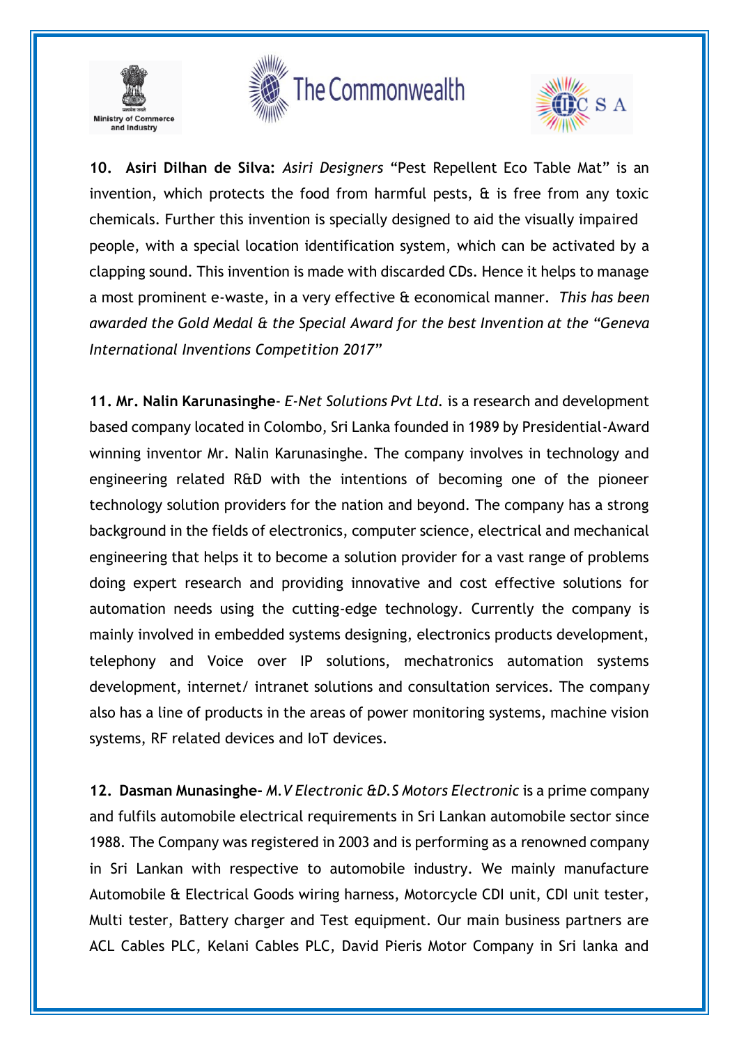**10. Asiri Dilhan de Silva:** *Asiri Designers* "Pest Repellent Eco Table Mat" is an invention, which protects the food from harmful pests, & is free from any toxic chemicals. Further this invention is specially designed to aid the visually impaired people, with a special location identification system, which can be activated by a clapping sound. This invention is made with discarded CDs. Hence it helps to manage a most prominent e-waste, in a very effective & economical manner. *This has been awarded the Gold Medal & the Special Award for the best Invention at the "Geneva International Inventions Competition 2017"*

**11. Mr. Nalin Karunasinghe**- *E-Net Solutions Pvt Ltd.* is a research and development based company located in Colombo, Sri Lanka founded in 1989 by Presidential-Award winning inventor Mr. Nalin Karunasinghe. The company involves in technology and engineering related R&D with the intentions of becoming one of the pioneer technology solution providers for the nation and beyond. The company has a strong background in the fields of electronics, computer science, electrical and mechanical engineering that helps it to become a solution provider for a vast range of problems doing expert research and providing innovative and cost effective solutions for automation needs using the cutting-edge technology. Currently the company is mainly involved in embedded systems designing, electronics products development, telephony and Voice over IP solutions, mechatronics automation systems development, internet/ intranet solutions and consultation services. The company also has a line of products in the areas of power monitoring systems, machine vision systems, RF related devices and IoT devices.

**12. Dasman Munasinghe-** *M.V Electronic &D.S Motors Electronic* is a prime company and fulfils automobile electrical requirements in Sri Lankan automobile sector since 1988. The Company was registered in 2003 and is performing as a renowned company in Sri Lankan with respective to automobile industry. We mainly manufacture Automobile & Electrical Goods wiring harness, Motorcycle CDI unit, CDI unit tester, Multi tester, Battery charger and Test equipment. Our main business partners are ACL Cables PLC, Kelani Cables PLC, David Pieris Motor Company in Sri lanka and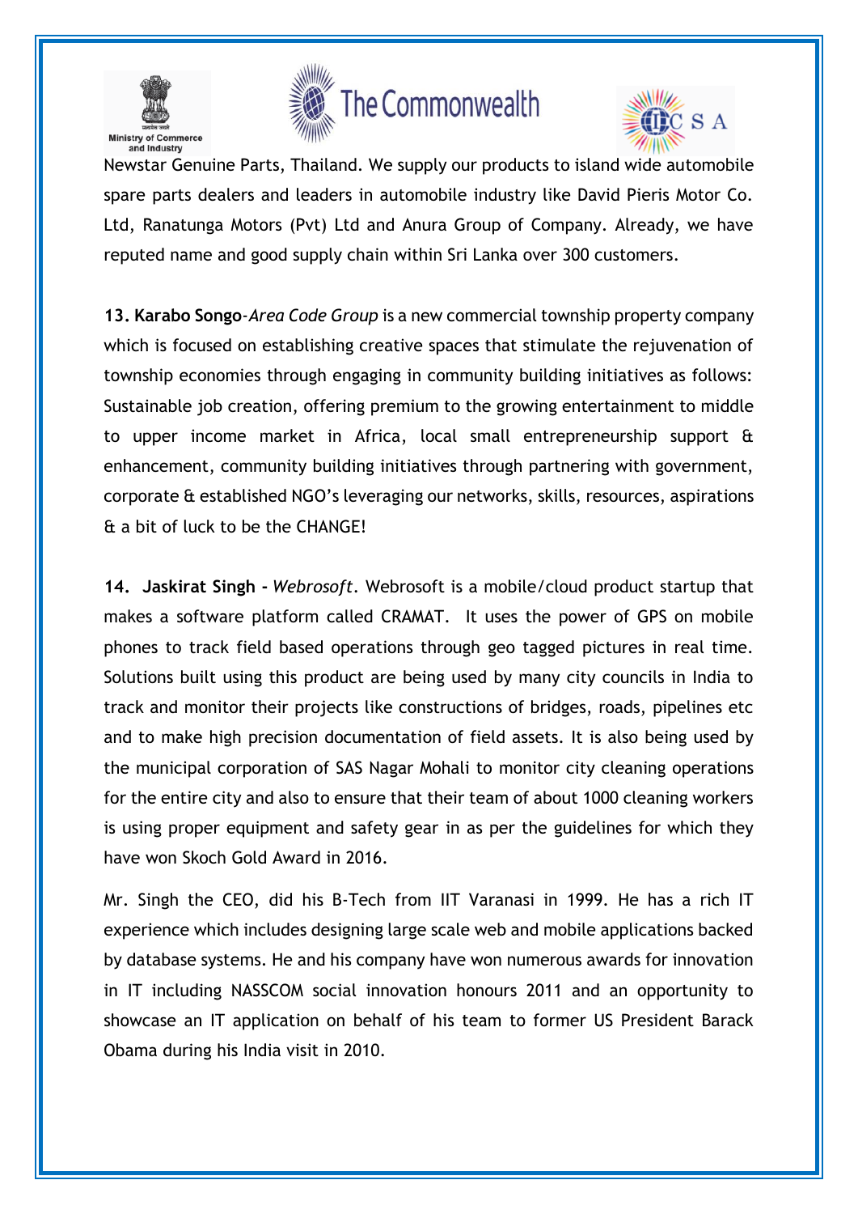Newstar Genuine Parts, Thailand. We supply our products to island wide automobile spare parts dealers and leaders in automobile industry like David Pieris Motor Co. Ltd, Ranatunga Motors (Pvt) Ltd and Anura Group of Company. Already, we have reputed name and good supply chain within Sri Lanka over 300 customers.

**13. Karabo Songo**-*Area Code Group* is a new commercial township property company which is focused on establishing creative spaces that stimulate the rejuvenation of township economies through engaging in community building initiatives as follows: Sustainable job creation, offering premium to the growing entertainment to middle to upper income market in Africa, local small entrepreneurship support & enhancement, community building initiatives through partnering with government, corporate & established NGO's leveraging our networks, skills, resources, aspirations & a bit of luck to be the CHANGE!

**14. Jaskirat Singh -** *Webrosoft*. Webrosoft is a mobile/cloud product startup that makes a software platform called CRAMAT. It uses the power of GPS on mobile phones to track field based operations through geo tagged pictures in real time. Solutions built using this product are being used by many city councils in India to track and monitor their projects like constructions of bridges, roads, pipelines etc and to make high precision documentation of field assets. It is also being used by the municipal corporation of SAS Nagar Mohali to monitor city cleaning operations for the entire city and also to ensure that their team of about 1000 cleaning workers is using proper equipment and safety gear in as per the guidelines for which they have won Skoch Gold Award in 2016.

Mr. Singh the CEO, did his B-Tech from IIT Varanasi in 1999. He has a rich IT experience which includes designing large scale web and mobile applications backed by database systems. He and his company have won numerous awards for innovation in IT including NASSCOM social innovation honours 2011 and an opportunity to showcase an IT application on behalf of his team to former US President Barack Obama during his India visit in 2010.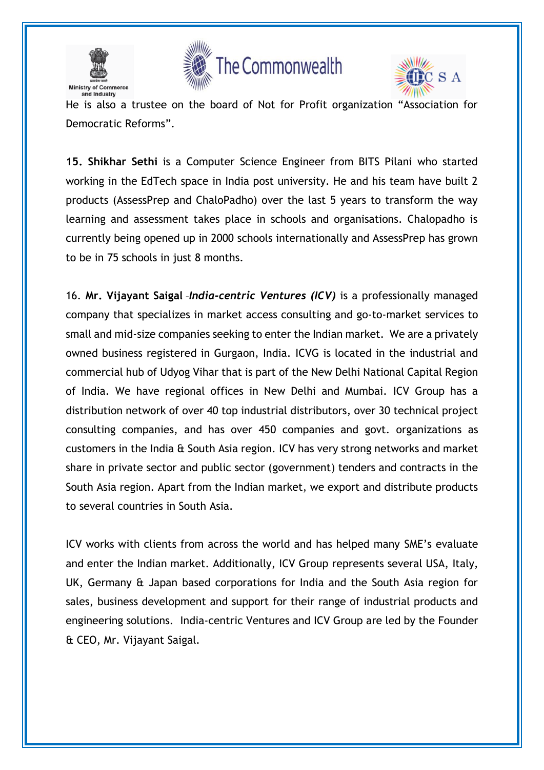He is also a trustee on the board of Not for Profit organization "Association for Democratic Reforms".

**15. Shikhar Sethi** is a Computer Science Engineer from BITS Pilani who started working in the EdTech space in India post university. He and his team have built 2 products (AssessPrep and ChaloPadho) over the last 5 years to transform the way learning and assessment takes place in schools and organisations. Chalopadho is currently being opened up in 2000 schools internationally and AssessPrep has grown to be in 75 schools in just 8 months.

16. **Mr. Vijayant Saigal** –***India-centric Ventures (ICV)*** is a professionally managed company that specializes in market access consulting and go-to-market services to small and mid-size companies seeking to enter the Indian market. We are a privately owned business registered in Gurgaon, India. ICVG is located in the industrial and commercial hub of Udyog Vihar that is part of the New Delhi National Capital Region of India. We have regional offices in New Delhi and Mumbai. ICV Group has a distribution network of over 40 top industrial distributors, over 30 technical project consulting companies, and has over 450 companies and govt. organizations as customers in the India & South Asia region. ICV has very strong networks and market share in private sector and public sector (government) tenders and contracts in the South Asia region. Apart from the Indian market, we export and distribute products to several countries in South Asia.

ICV works with clients from across the world and has helped many SME's evaluate and enter the Indian market. Additionally, ICV Group represents several USA, Italy, UK, Germany & Japan based corporations for India and the South Asia region for sales, business development and support for their range of industrial products and engineering solutions. India-centric Ventures and ICV Group are led by the Founder & CEO, Mr. Vijayant Saigal.